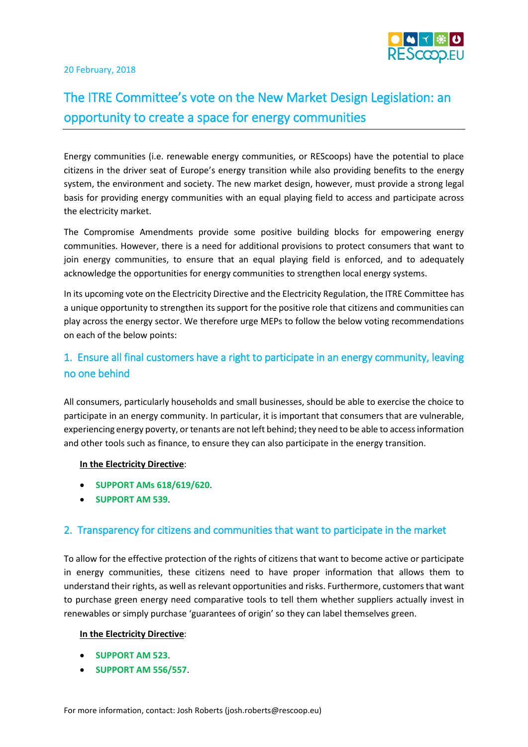20 February, 2018

# The ITRE Committee's vote on the New Market Design Legislation: an opportunity to create a space for energy communities

Energy communities (i.e. renewable energy communities, or REScoops) have the potential to place citizens in the driver seat of Europe's energy transition while also providing benefits to the energy system, the environment and society. The new market design, however, must provide a strong legal basis for providing energy communities with an equal playing field to access and participate across the electricity market.

The Compromise Amendments provide some positive building blocks for empowering energy communities. However, there is a need for additional provisions to protect consumers that want to join energy communities, to ensure that an equal playing field is enforced, and to adequately acknowledge the opportunities for energy communities to strengthen local energy systems.

In its upcoming vote on the Electricity Directive and the Electricity Regulation, the ITRE Committee has a unique opportunity to strengthen its support for the positive role that citizens and communities can play across the energy sector. We therefore urge MEPs to follow the below voting recommendations on each of the below points:

## 1. Ensure all final customers have a right to participate in an energy community, leaving no one behind

All consumers, particularly households and small businesses, should be able to exercise the choice to participate in an energy community. In particular, it is important that consumers that are vulnerable, experiencing energy poverty, or tenants are not left behind; they need to be able to access information and other tools such as finance, to ensure they can also participate in the energy transition.

**In the Electricity Directive**:

- **SUPPORT AMs 618/619/620**.
- **SUPPORT AM 539**.

## 2. Transparency for citizens and communities that want to participate in the market

To allow for the effective protection of the rights of citizens that want to become active or participate in energy communities, these citizens need to have proper information that allows them to understand their rights, as well as relevant opportunities and risks. Furthermore, customers that want to purchase green energy need comparative tools to tell them whether suppliers actually invest in renewables or simply purchase 'guarantees of origin' so they can label themselves green.

**In the Electricity Directive**:

- **SUPPORT AM 523**.
- **SUPPORT AM 556/557**.

For more information, contact: Josh Roberts (josh.roberts@rescoop.eu)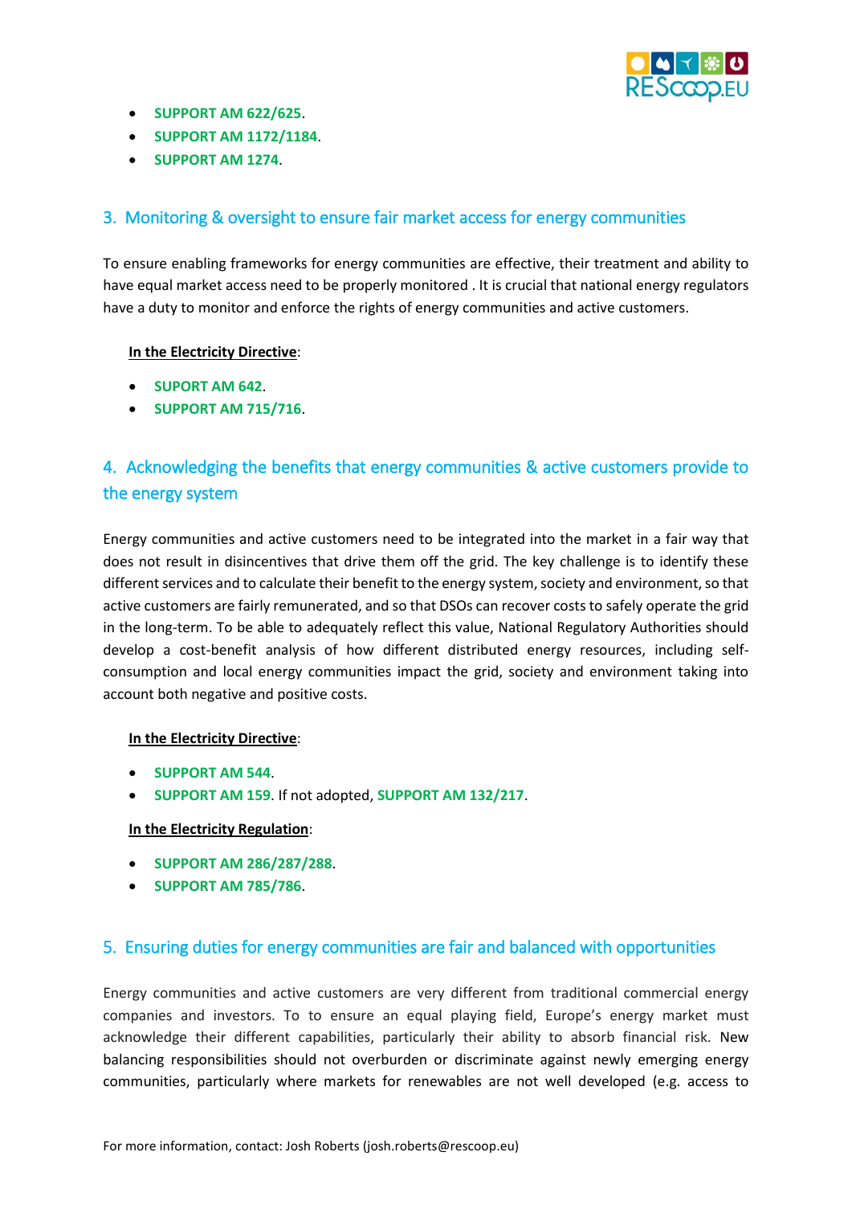- **SUPPORT AM 622/625**.
- **SUPPORT AM 1172/1184**.
- **SUPPORT AM 1274**.

## 3. Monitoring & oversight to ensure fair market access for energy communities

To ensure enabling frameworks for energy communities are effective, their treatment and ability to have equal market access need to be properly monitored . It is crucial that national energy regulators have a duty to monitor and enforce the rights of energy communities and active customers.

**In the Electricity Directive**:

- **SUPORT AM 642**.
- **SUPPORT AM 715/716**.

## 4. Acknowledging the benefits that energy communities & active customers provide to the energy system

Energy communities and active customers need to be integrated into the market in a fair way that does not result in disincentives that drive them off the grid. The key challenge is to identify these different services and to calculate their benefit to the energy system, society and environment, so that active customers are fairly remunerated, and so that DSOs can recover costs to safely operate the grid in the long-term. To be able to adequately reflect this value, National Regulatory Authorities should develop a cost-benefit analysis of how different distributed energy resources, including self-consumption and local energy communities impact the grid, society and environment taking into account both negative and positive costs.

**In the Electricity Directive**:

- **SUPPORT AM 544**.
- **SUPPORT AM 159**. If not adopted, **SUPPORT AM 132/217**.

**In the Electricity Regulation**:

- **SUPPORT AM 286/287/288**.
- **SUPPORT AM 785/786**.

## 5. Ensuring duties for energy communities are fair and balanced with opportunities

Energy communities and active customers are very different from traditional commercial energy companies and investors. To to ensure an equal playing field, Europe's energy market must acknowledge their different capabilities, particularly their ability to absorb financial risk. New balancing responsibilities should not overburden or discriminate against newly emerging energy communities, particularly where markets for renewables are not well developed (e.g. access to

For more information, contact: Josh Roberts (josh.roberts@rescoop.eu)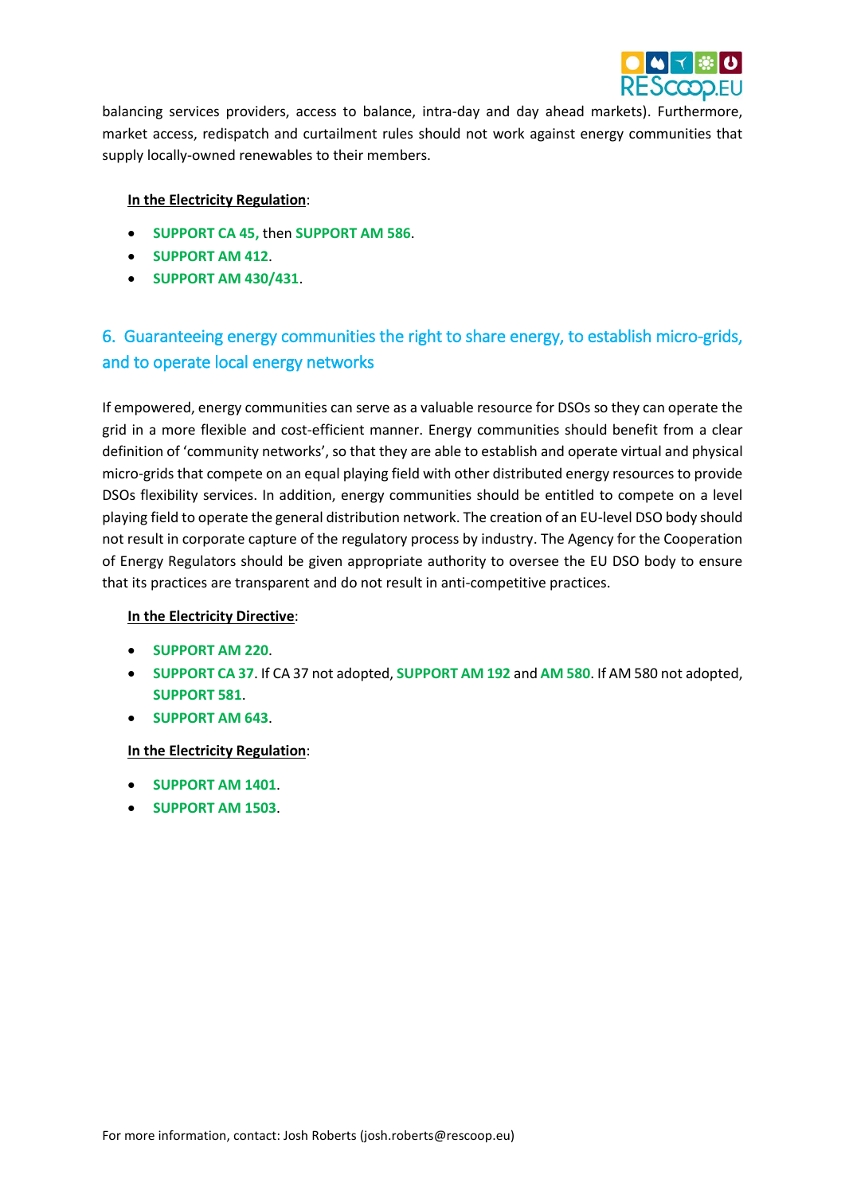balancing services providers, access to balance, intra-day and day ahead markets). Furthermore, market access, redispatch and curtailment rules should not work against energy communities that supply locally-owned renewables to their members.

**In the Electricity Regulation**:

- **SUPPORT CA 45,** then **SUPPORT AM 586**.
- **SUPPORT AM 412**.
- **SUPPORT AM 430/431**.

## 6. Guaranteeing energy communities the right to share energy, to establish micro-grids, and to operate local energy networks

If empowered, energy communities can serve as a valuable resource for DSOs so they can operate the grid in a more flexible and cost-efficient manner. Energy communities should benefit from a clear definition of 'community networks', so that they are able to establish and operate virtual and physical micro-grids that compete on an equal playing field with other distributed energy resources to provide DSOs flexibility services. In addition, energy communities should be entitled to compete on a level playing field to operate the general distribution network. The creation of an EU-level DSO body should not result in corporate capture of the regulatory process by industry. The Agency for the Cooperation of Energy Regulators should be given appropriate authority to oversee the EU DSO body to ensure that its practices are transparent and do not result in anti-competitive practices.

**In the Electricity Directive**:

- **SUPPORT AM 220**.
- **SUPPORT CA 37**. If CA 37 not adopted, **SUPPORT AM 192** and **AM 580**. If AM 580 not adopted, **SUPPORT 581**.
- **SUPPORT AM 643**.

**In the Electricity Regulation**:

- **SUPPORT AM 1401**.
- **SUPPORT AM 1503**.

For more information, contact: Josh Roberts (josh.roberts@rescoop.eu)